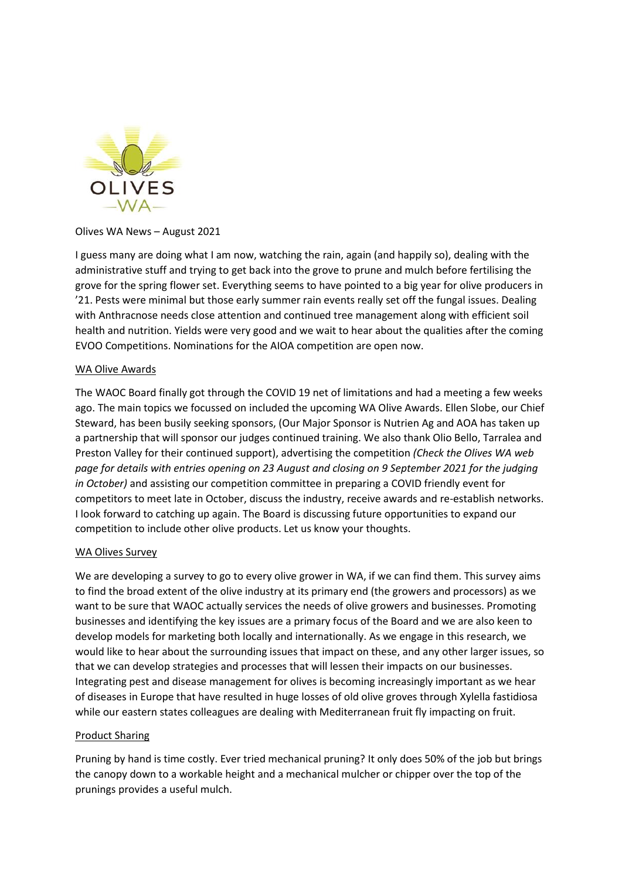Olives WA News – August 2021

I guess many are doing what I am now, watching the rain, again (and happily so), dealing with the administrative stuff and trying to get back into the grove to prune and mulch before fertilising the grove for the spring flower set. Everything seems to have pointed to a big year for olive producers in '21. Pests were minimal but those early summer rain events really set off the fungal issues. Dealing with Anthracnose needs close attention and continued tree management along with efficient soil health and nutrition. Yields were very good and we wait to hear about the qualities after the coming EVOO Competitions. Nominations for the AIOA competition are open now.

## WA Olive Awards

The WAOC Board finally got through the COVID 19 net of limitations and had a meeting a few weeks ago. The main topics we focussed on included the upcoming WA Olive Awards. Ellen Slobe, our Chief Steward, has been busily seeking sponsors, (Our Major Sponsor is Nutrien Ag and AOA has taken up a partnership that will sponsor our judges continued training. We also thank Olio Bello, Tarralea and Preston Valley for their continued support), advertising the competition *(Check the Olives WA web page for details with entries opening on 23 August and closing on 9 September 2021 for the judging in October)* and assisting our competition committee in preparing a COVID friendly event for competitors to meet late in October, discuss the industry, receive awards and re-establish networks. I look forward to catching up again. The Board is discussing future opportunities to expand our competition to include other olive products. Let us know your thoughts.

## WA Olives Survey

We are developing a survey to go to every olive grower in WA, if we can find them. This survey aims to find the broad extent of the olive industry at its primary end (the growers and processors) as we want to be sure that WAOC actually services the needs of olive growers and businesses. Promoting businesses and identifying the key issues are a primary focus of the Board and we are also keen to develop models for marketing both locally and internationally. As we engage in this research, we would like to hear about the surrounding issues that impact on these, and any other larger issues, so that we can develop strategies and processes that will lessen their impacts on our businesses. Integrating pest and disease management for olives is becoming increasingly important as we hear of diseases in Europe that have resulted in huge losses of old olive groves through Xylella fastidiosa while our eastern states colleagues are dealing with Mediterranean fruit fly impacting on fruit.

## Product Sharing

Pruning by hand is time costly. Ever tried mechanical pruning? It only does 50% of the job but brings the canopy down to a workable height and a mechanical mulcher or chipper over the top of the prunings provides a useful mulch.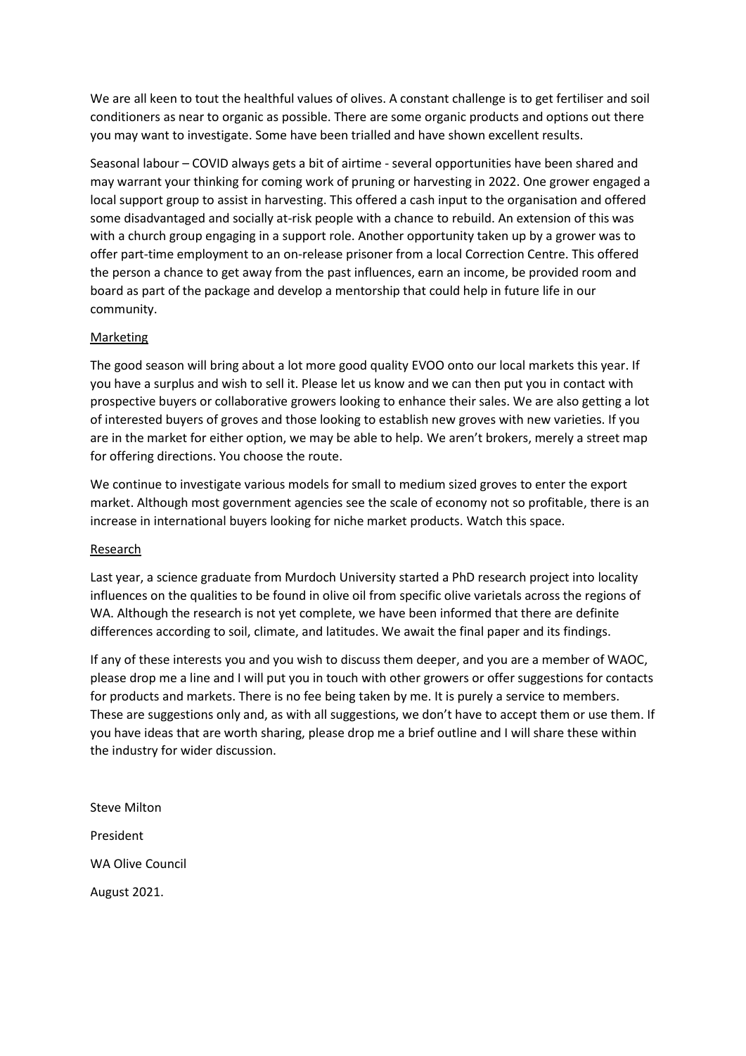We are all keen to tout the healthful values of olives. A constant challenge is to get fertiliser and soil conditioners as near to organic as possible. There are some organic products and options out there you may want to investigate. Some have been trialled and have shown excellent results.

Seasonal labour – COVID always gets a bit of airtime - several opportunities have been shared and may warrant your thinking for coming work of pruning or harvesting in 2022. One grower engaged a local support group to assist in harvesting. This offered a cash input to the organisation and offered some disadvantaged and socially at-risk people with a chance to rebuild. An extension of this was with a church group engaging in a support role. Another opportunity taken up by a grower was to offer part-time employment to an on-release prisoner from a local Correction Centre. This offered the person a chance to get away from the past influences, earn an income, be provided room and board as part of the package and develop a mentorship that could help in future life in our community.

## Marketing

The good season will bring about a lot more good quality EVOO onto our local markets this year. If you have a surplus and wish to sell it. Please let us know and we can then put you in contact with prospective buyers or collaborative growers looking to enhance their sales. We are also getting a lot of interested buyers of groves and those looking to establish new groves with new varieties. If you are in the market for either option, we may be able to help. We aren't brokers, merely a street map for offering directions. You choose the route.

We continue to investigate various models for small to medium sized groves to enter the export market. Although most government agencies see the scale of economy not so profitable, there is an increase in international buyers looking for niche market products. Watch this space.

## Research

Last year, a science graduate from Murdoch University started a PhD research project into locality influences on the qualities to be found in olive oil from specific olive varietals across the regions of WA. Although the research is not yet complete, we have been informed that there are definite differences according to soil, climate, and latitudes. We await the final paper and its findings.

If any of these interests you and you wish to discuss them deeper, and you are a member of WAOC, please drop me a line and I will put you in touch with other growers or offer suggestions for contacts for products and markets. There is no fee being taken by me. It is purely a service to members. These are suggestions only and, as with all suggestions, we don't have to accept them or use them. If you have ideas that are worth sharing, please drop me a brief outline and I will share these within the industry for wider discussion.

Steve Milton

President

WA Olive Council

August 2021.